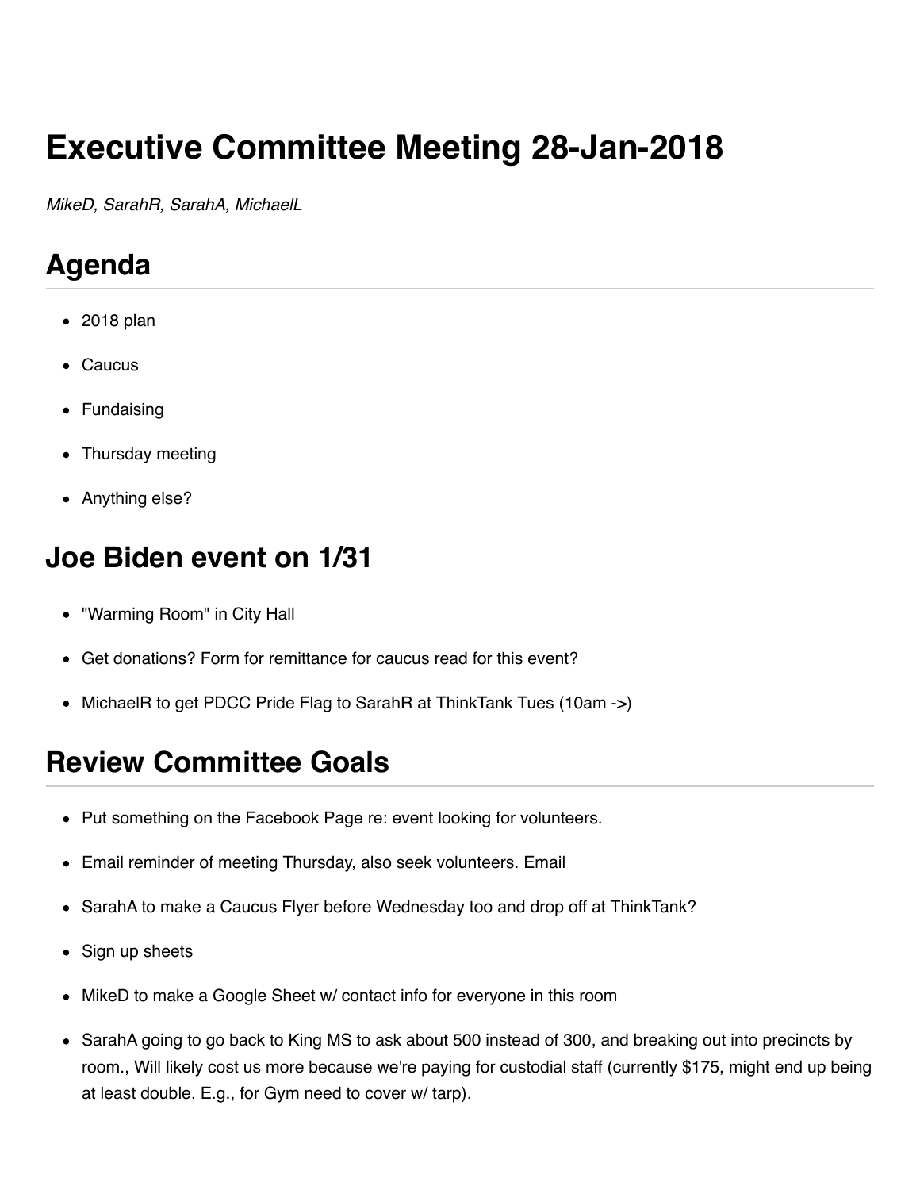# Executive Committee Meeting 28-Jan-2018

*MikeD, SarahR, SarahA, MichaelL*

## Agenda

- 2018 plan
- Caucus
- Fundaising
- Thursday meeting
- Anything else?

## Joe Biden event on 1/31

- "Warming Room" in City Hall
- Get donations? Form for remittance for caucus read for this event?
- MichaelR to get PDCC Pride Flag to SarahR at ThinkTank Tues (10am ->)

## Review Committee Goals

- Put something on the Facebook Page re: event looking for volunteers.
- Email reminder of meeting Thursday, also seek volunteers. Email
- SarahA to make a Caucus Flyer before Wednesday too and drop off at ThinkTank?
- Sign up sheets
- MikeD to make a Google Sheet w/ contact info for everyone in this room
- SarahA going to go back to King MS to ask about 500 instead of 300, and breaking out into precincts by room., Will likely cost us more because we're paying for custodial staff (currently $175, might end up being at least double. E.g., for Gym need to cover w/ tarp).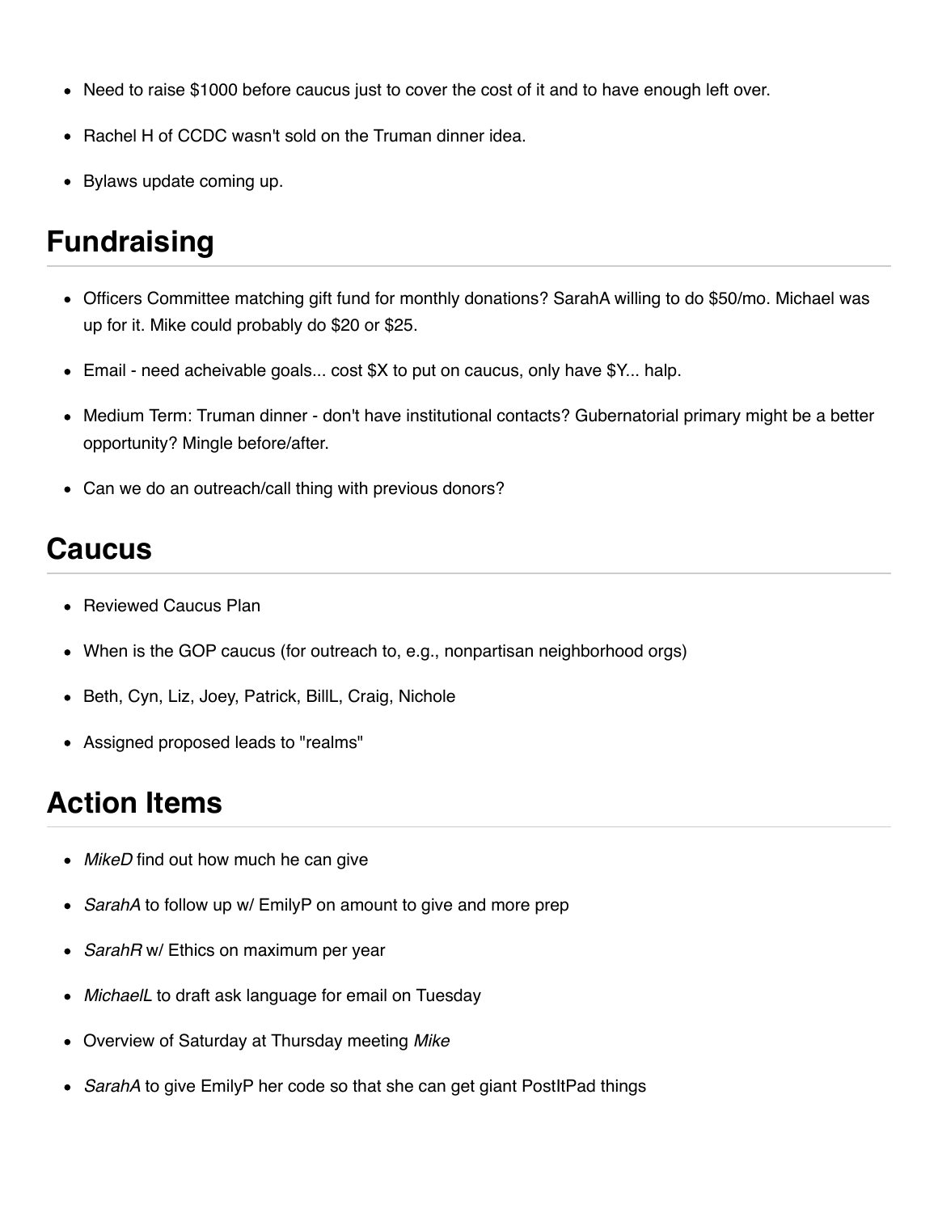- Need to raise $1000 before caucus just to cover the cost of it and to have enough left over.
- Rachel H of CCDC wasn't sold on the Truman dinner idea.
- Bylaws update coming up.

## Fundraising

- Officers Committee matching gift fund for monthly donations? SarahA willing to do $50/mo. Michael was up for it. Mike could probably do $20 or $25.
- Email - need acheivable goals... cost $X to put on caucus, only have $Y... halp.
- Medium Term: Truman dinner - don't have institutional contacts? Gubernatorial primary might be a better opportunity? Mingle before/after.
- Can we do an outreach/call thing with previous donors?

## Caucus

- Reviewed Caucus Plan
- When is the GOP caucus (for outreach to, e.g., nonpartisan neighborhood orgs)
- Beth, Cyn, Liz, Joey, Patrick, BillL, Craig, Nichole
- Assigned proposed leads to "realms"

## Action Items

- *MikeD* find out how much he can give
- *SarahA* to follow up w/ EmilyP on amount to give and more prep
- *SarahR* w/ Ethics on maximum per year
- *MichaelL* to draft ask language for email on Tuesday
- Overview of Saturday at Thursday meeting *Mike*
- *SarahA* to give EmilyP her code so that she can get giant PostItPad things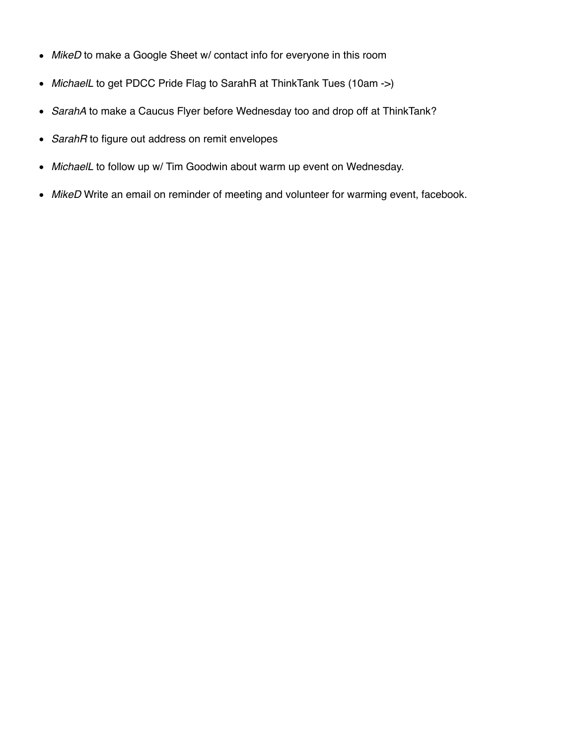- *MikeD* to make a Google Sheet w/ contact info for everyone in this room
- *MichaelL* to get PDCC Pride Flag to SarahR at ThinkTank Tues (10am ->)
- *SarahA* to make a Caucus Flyer before Wednesday too and drop off at ThinkTank?
- *SarahR* to figure out address on remit envelopes
- *MichaelL* to follow up w/ Tim Goodwin about warm up event on Wednesday.
- *MikeD* Write an email on reminder of meeting and volunteer for warming event, facebook.